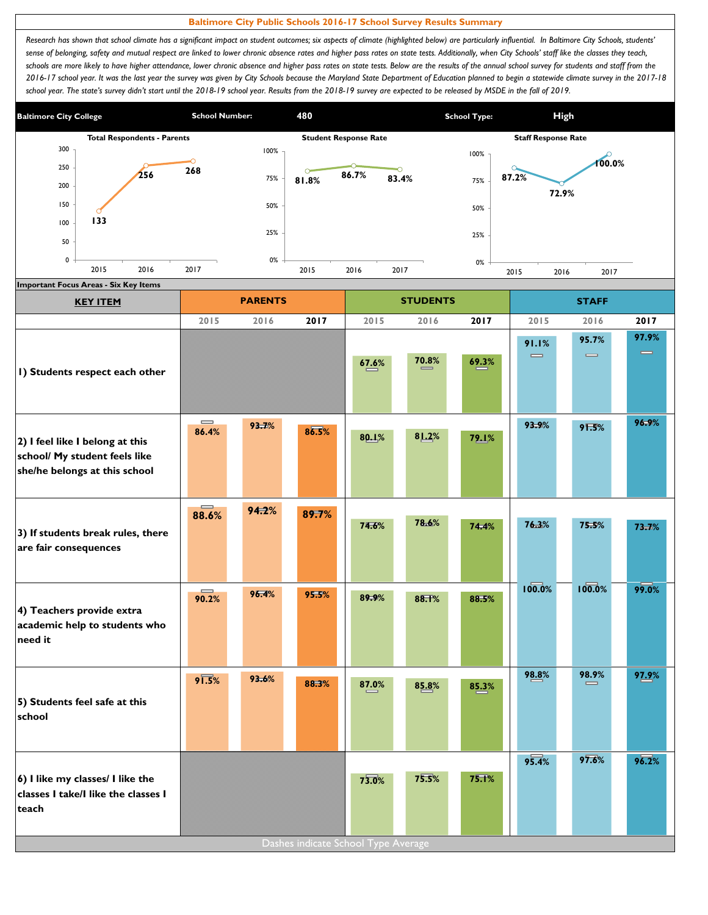# Baltimore City Public Schools 2016-17 School Survey Results Summary

*Research has shown that school climate has a significant impact on student outcomes; six aspects of climate (highlighted below) are particularly influential. In Baltimore City Schools, students' sense of belonging, safety and mutual respect are linked to lower chronic absence rates and higher pass rates on state tests. Additionally, when City Schools' staff like the classes they teach, schools are more likely to have higher attendance, lower chronic absence and higher pass rates on state tests. Below are the results of the annual school survey for students and staff from the 2016-17 school year. It was the last year the survey was given by City Schools because the Maryland State Department of Education planned to begin a statewide climate survey in the 2017-18 school year. The state's survey didn't start until the 2018-19 school year. Results from the 2018-19 survey are expected to be released by MSDE in the fall of 2019.*

**Baltimore City College** | **School Number:** 480 | **School Type:** High

| | 2015 | 2016 | 2017 |
|---|---|---|---|
| Total Respondents - Parents | 133 | 256 | 268 |
| Student Response Rate | 81.8% | 86.7% | 83.4% |
| Staff Response Rate | 87.2% | 72.9% | 100.0% |

**Important Focus Areas - Six Key Items**

| KEY ITEM | PARENTS | | | STUDENTS | | | STAFF | | |
|---|---|---|---|---|---|---|---|---|---|
| | 2015 | 2016 | 2017 | 2015 | 2016 | 2017 | 2015 | 2016 | 2017 |
| 1) Students respect each other | | | | 67.6% | 70.8% | 69.3% | 91.1% | 95.7% | 97.9% |
| 2) I feel like I belong at this school/ My student feels like she/he belongs at this school | 86.4% | 93.7% | 86.5% | 80.1% | 81.2% | 79.1% | 93.9% | 91.5% | 96.9% |
| 3) If students break rules, there are fair consequences | 88.6% | 94.2% | 89.7% | 74.6% | 78.6% | 74.4% | 76.3% | 75.5% | 73.7% |
| 4) Teachers provide extra academic help to students who need it | 90.2% | 96.4% | 95.5% | 89.9% | 88.1% | 88.5% | 100.0% | 100.0% | 99.0% |
| 5) Students feel safe at this school | 91.5% | 93.6% | 88.3% | 87.0% | 85.8% | 85.3% | 98.8% | 98.9% | 97.9% |
| 6) I like my classes/ I like the classes I take/I like the classes I teach | | | | 73.0% | 75.5% | 75.1% | 95.4% | 97.6% | 96.2% |

Dashes indicate School Type Average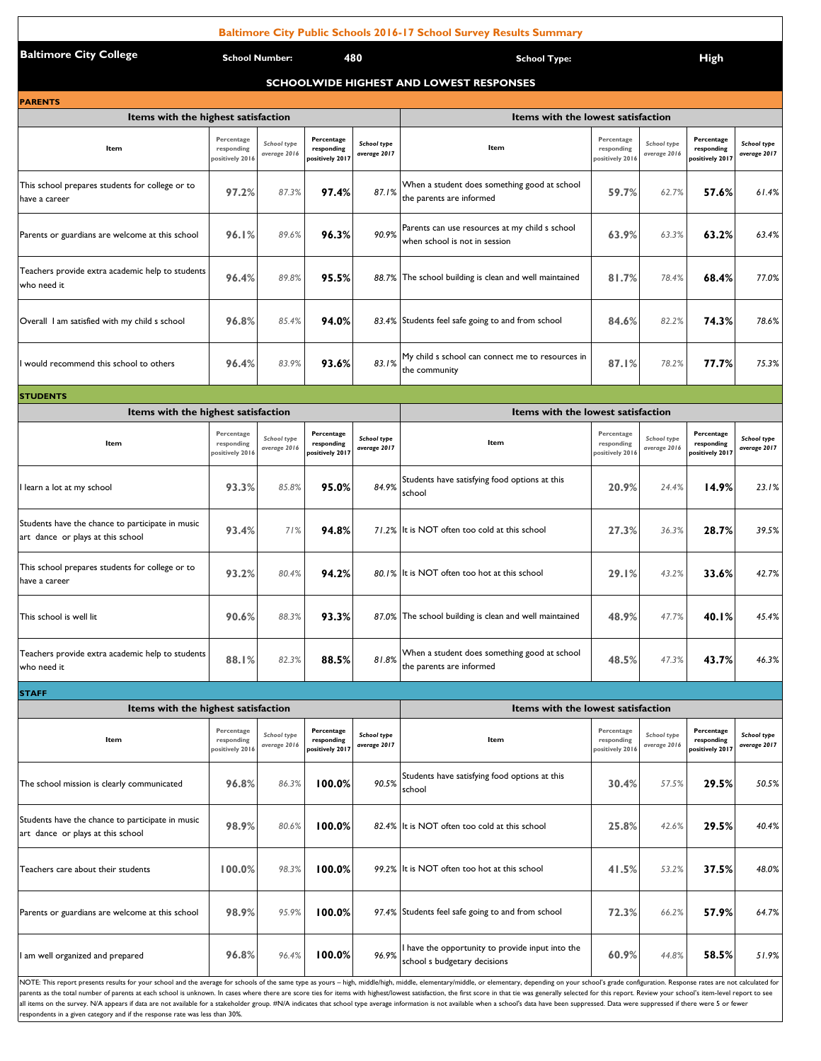# Baltimore City Public Schools 2016-17 School Survey Results Summary

**Baltimore City College** | School Number: 480 | School Type: High

## SCHOOLWIDE HIGHEST AND LOWEST RESPONSES

### PARENTS

| Items with the highest satisfaction | | | | | Items with the lowest satisfaction | | | | |
|---|---|---|---|---|---|---|---|---|---|
| Item | Percentage responding positively 2016 | *School type average 2016* | Percentage responding positively 2017 | *School type average 2017* | Item | Percentage responding positively 2016 | *School type average 2016* | Percentage responding positively 2017 | *School type average 2017* |
| This school prepares students for college or to have a career | **97.2%** | *87.3%* | **97.4%** | *87.1%* | When a student does something good at school the parents are informed | **59.7%** | *62.7%* | **57.6%** | *61.4%* |
| Parents or guardians are welcome at this school | **96.1%** | *89.6%* | **96.3%** | *90.9%* | Parents can use resources at my child s school when school is not in session | **63.9%** | *63.3%* | **63.2%** | *63.4%* |
| Teachers provide extra academic help to students who need it | **96.4%** | *89.8%* | **95.5%** | *88.7%* | The school building is clean and well maintained | **81.7%** | *78.4%* | **68.4%** | *77.0%* |
| Overall I am satisfied with my child s school | **96.8%** | *85.4%* | **94.0%** | *83.4%* | Students feel safe going to and from school | **84.6%** | *82.2%* | **74.3%** | *78.6%* |
| I would recommend this school to others | **96.4%** | *83.9%* | **93.6%** | *83.1%* | My child s school can connect me to resources in the community | **87.1%** | *78.2%* | **77.7%** | *75.3%* |

### STUDENTS

| Items with the highest satisfaction | | | | | Items with the lowest satisfaction | | | | |
|---|---|---|---|---|---|---|---|---|---|
| Item | Percentage responding positively 2016 | *School type average 2016* | Percentage responding positively 2017 | *School type average 2017* | Item | Percentage responding positively 2016 | *School type average 2016* | Percentage responding positively 2017 | *School type average 2017* |
| I learn a lot at my school | **93.3%** | *85.8%* | **95.0%** | *84.9%* | Students have satisfying food options at this school | **20.9%** | *24.4%* | **14.9%** | *23.1%* |
| Students have the chance to participate in music art dance or plays at this school | **93.4%** | *71%* | **94.8%** | *71.2%* | It is NOT often too cold at this school | **27.3%** | *36.3%* | **28.7%** | *39.5%* |
| This school prepares students for college or to have a career | **93.2%** | *80.4%* | **94.2%** | *80.1%* | It is NOT often too hot at this school | **29.1%** | *43.2%* | **33.6%** | *42.7%* |
| This school is well lit | **90.6%** | *88.3%* | **93.3%** | *87.0%* | The school building is clean and well maintained | **48.9%** | *47.7%* | **40.1%** | *45.4%* |
| Teachers provide extra academic help to students who need it | **88.1%** | *82.3%* | **88.5%** | *81.8%* | When a student does something good at school the parents are informed | **48.5%** | *47.3%* | **43.7%** | *46.3%* |

### STAFF

| Items with the highest satisfaction | | | | | Items with the lowest satisfaction | | | | |
|---|---|---|---|---|---|---|---|---|---|
| Item | Percentage responding positively 2016 | *School type average 2016* | Percentage responding positively 2017 | *School type average 2017* | Item | Percentage responding positively 2016 | *School type average 2016* | Percentage responding positively 2017 | *School type average 2017* |
| The school mission is clearly communicated | **96.8%** | *86.3%* | **100.0%** | *90.5%* | Students have satisfying food options at this school | **30.4%** | *57.5%* | **29.5%** | *50.5%* |
| Students have the chance to participate in music art dance or plays at this school | **98.9%** | *80.6%* | **100.0%** | *82.4%* | It is NOT often too cold at this school | **25.8%** | *42.6%* | **29.5%** | *40.4%* |
| Teachers care about their students | **100.0%** | *98.3%* | **100.0%** | *99.2%* | It is NOT often too hot at this school | **41.5%** | *53.2%* | **37.5%** | *48.0%* |
| Parents or guardians are welcome at this school | **98.9%** | *95.9%* | **100.0%** | *97.4%* | Students feel safe going to and from school | **72.3%** | *66.2%* | **57.9%** | *64.7%* |
| I am well organized and prepared | **96.8%** | *96.4%* | **100.0%** | *96.9%* | I have the opportunity to provide input into the school s budgetary decisions | **60.9%** | *44.8%* | **58.5%** | *51.9%* |

NOTE: This report presents results for your school and the average for schools of the same type as yours – high, middle/high, middle, elementary/middle, or elementary, depending on your school's grade configuration. Response rates are not calculated for parents as the total number of parents at each school is unknown. In cases where there are score ties for items with highest/lowest satisfaction, the first score in that tie was generally selected for this report. Review your school's item-level report to see all items on the survey. N/A appears if data are not available for a stakeholder group. #N/A indicates that school type average information is not available when a school's data have been suppressed. Data were suppressed if there were 5 or fewer respondents in a given category and if the response rate was less than 30%.